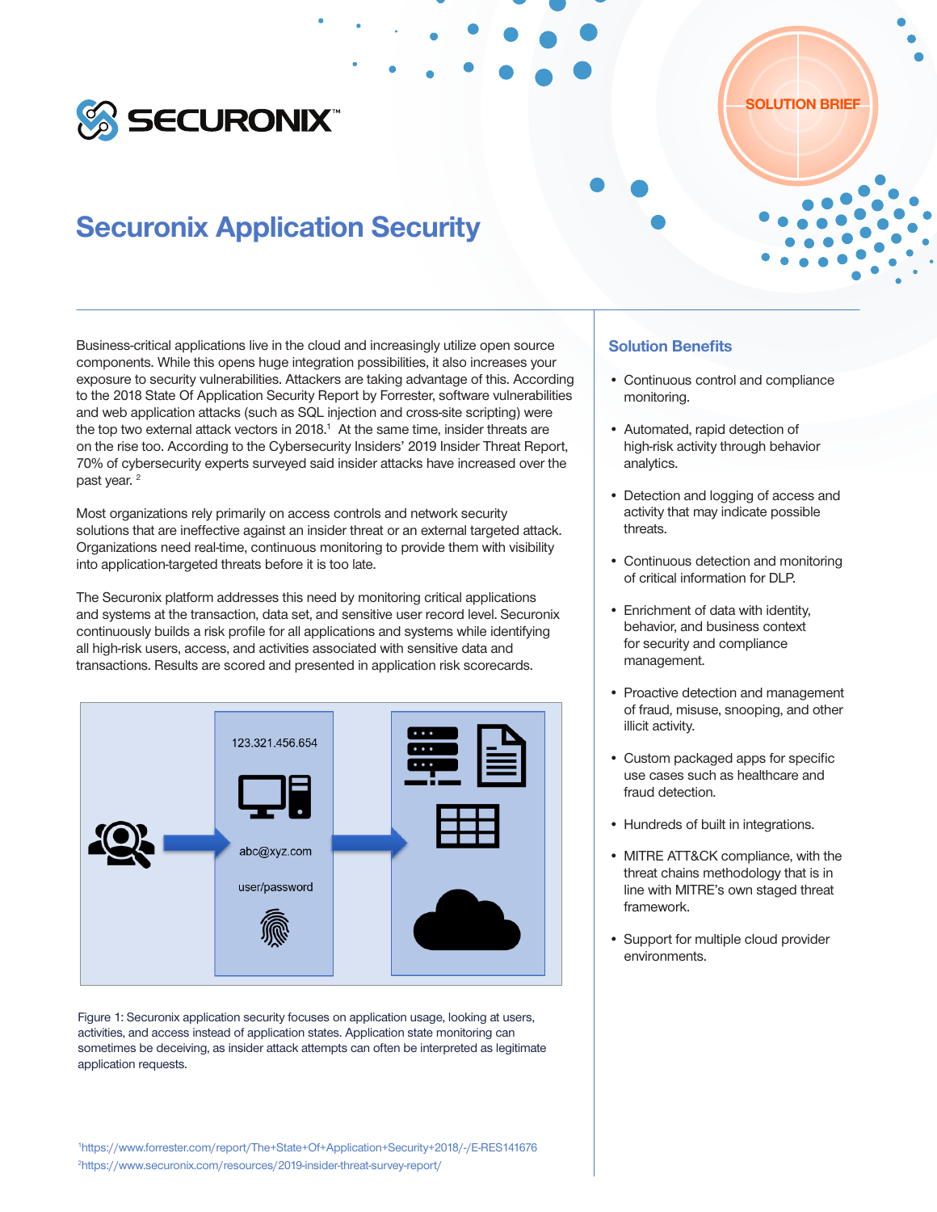# Securonix Application Security

SOLUTION BRIEF

Business-critical applications live in the cloud and increasingly utilize open source components. While this opens huge integration possibilities, it also increases your exposure to security vulnerabilities. Attackers are taking advantage of this. According to the 2018 State Of Application Security Report by Forrester, software vulnerabilities and web application attacks (such as SQL injection and cross-site scripting) were the top two external attack vectors in 2018.[1] At the same time, insider threats are on the rise too. According to the Cybersecurity Insiders' 2019 Insider Threat Report, 70% of cybersecurity experts surveyed said insider attacks have increased over the past year.[2]

Most organizations rely primarily on access controls and network security solutions that are ineffective against an insider threat or an external targeted attack. Organizations need real-time, continuous monitoring to provide them with visibility into application-targeted threats before it is too late.

The Securonix platform addresses this need by monitoring critical applications and systems at the transaction, data set, and sensitive user record level. Securonix continuously builds a risk profile for all applications and systems while identifying all high-risk users, access, and activities associated with sensitive data and transactions. Results are scored and presented in application risk scorecards.

123.321.456.654

abc@xyz.com

user/password

Figure 1: Securonix application security focuses on application usage, looking at users, activities, and access instead of application states. Application state monitoring can sometimes be deceiving, as insider attack attempts can often be interpreted as legitimate application requests.

## Solution Benefits

- Continuous control and compliance monitoring.
- Automated, rapid detection of high-risk activity through behavior analytics.
- Detection and logging of access and activity that may indicate possible threats.
- Continuous detection and monitoring of critical information for DLP.
- Enrichment of data with identity, behavior, and business context for security and compliance management.
- Proactive detection and management of fraud, misuse, snooping, and other illicit activity.
- Custom packaged apps for specific use cases such as healthcare and fraud detection.
- Hundreds of built in integrations.
- MITRE ATT&CK compliance, with the threat chains methodology that is in line with MITRE's own staged threat framework.
- Support for multiple cloud provider environments.

[1] https://www.forrester.com/report/The+State+Of+Application+Security+2018/-/E-RES141676
[2] https://www.securonix.com/resources/2019-insider-threat-survey-report/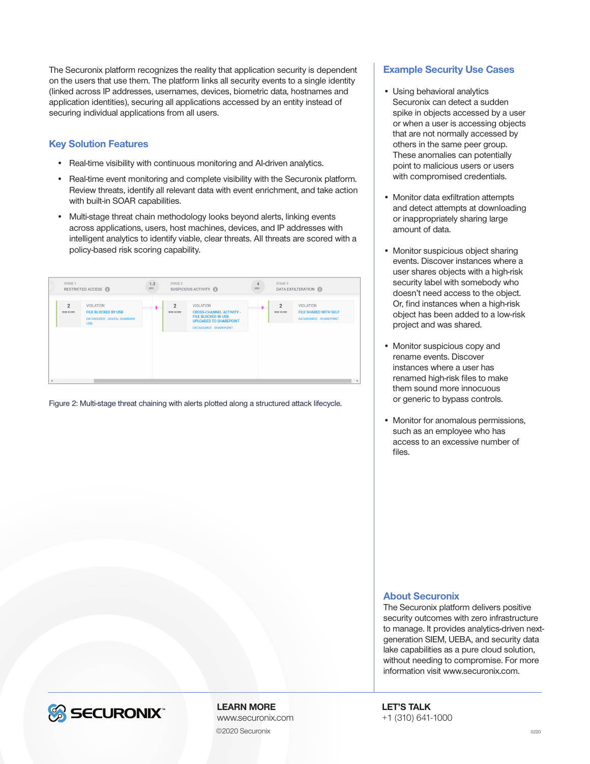The Securonix platform recognizes the reality that application security is dependent on the users that use them. The platform links all security events to a single identity (linked across IP addresses, usernames, devices, biometric data, hostnames and application identities), securing all applications accessed by an entity instead of securing individual applications from all users.

## Key Solution Features

- Real-time visibility with continuous monitoring and AI-driven analytics.
- Real-time event monitoring and complete visibility with the Securonix platform. Review threats, identify all relevant data with event enrichment, and take action with built-in SOAR capabilities.
- Multi-stage threat chain methodology looks beyond alerts, linking events across applications, users, host machines, devices, and IP addresses with intelligent analytics to identify viable, clear threats. All threats are scored with a policy-based risk scoring capability.

STAGE 1
RESTRICTED ACCESS
1.3 HRS
STAGE 2
SUSPICIOUS ACTIVITY
4 MIN
STAGE 3
DATA EXFILTRATION

2 RISK SCORE
VIOLATION
FILE BLOCKED BY USB
DATASOURCE : DIGITAL GUARDIAN USB

2 RISK SCORE
VIOLATION
CROSS-CHANNEL ACTIVITY - FILE BLOCKED IN USB UPLOADED TO SHAREPOINT
DATASOURCE : SHAREPOINT

2 RISK SCORE
VIOLATION
FILE SHARED WITH SELF
DATASOURCE : SHAREPOINT

Figure 2: Multi-stage threat chaining with alerts plotted along a structured attack lifecycle.

## Example Security Use Cases

- Using behavioral analytics Securonix can detect a sudden spike in objects accessed by a user or when a user is accessing objects that are not normally accessed by others in the same peer group. These anomalies can potentially point to malicious users or users with compromised credentials.
- Monitor data exfiltration attempts and detect attempts at downloading or inappropriately sharing large amount of data.
- Monitor suspicious object sharing events. Discover instances where a user shares objects with a high-risk security label with somebody who doesn't need access to the object. Or, find instances when a high-risk object has been added to a low-risk project and was shared.
- Monitor suspicious copy and rename events. Discover instances where a user has renamed high-risk files to make them sound more innocuous or generic to bypass controls.
- Monitor for anomalous permissions, such as an employee who has access to an excessive number of files.

## About Securonix

The Securonix platform delivers positive security outcomes with zero infrastructure to manage. It provides analytics-driven next-generation SIEM, UEBA, and security data lake capabilities as a pure cloud solution, without needing to compromise. For more information visit www.securonix.com.

SECURONIX™

**LEARN MORE**
www.securonix.com
©2020 Securonix

**LET'S TALK**
+1 (310) 641-1000

0220